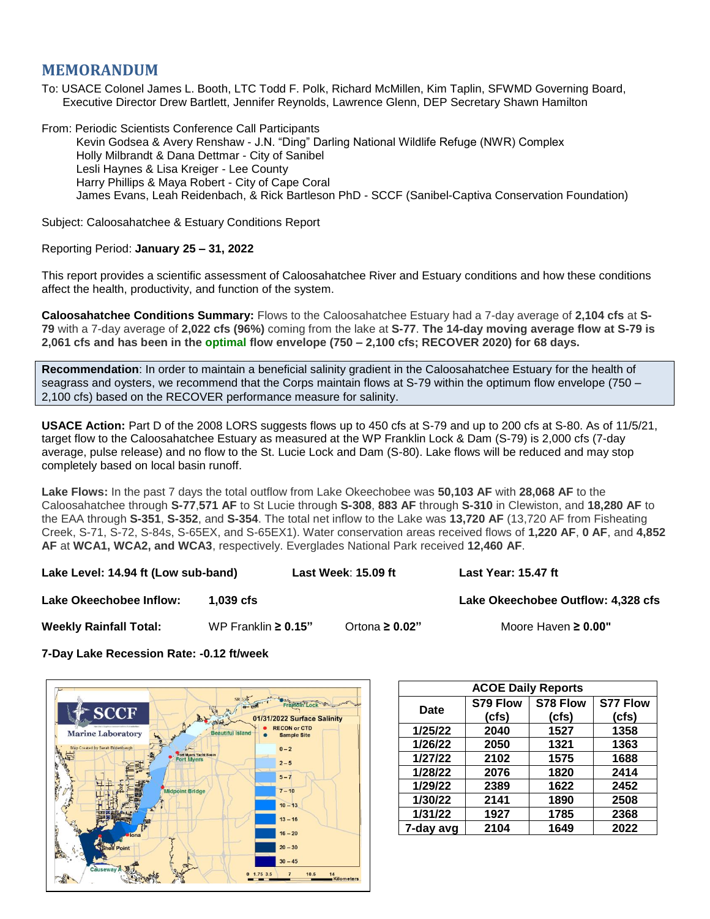# MEMORANDUM

To: USACE Colonel James L. Booth, LTC Todd F. Polk, Richard McMillen, Kim Taplin, SFWMD Governing Board, Executive Director Drew Bartlett, Jennifer Reynolds, Lawrence Glenn, DEP Secretary Shawn Hamilton

From: Periodic Scientists Conference Call Participants
Kevin Godsea & Avery Renshaw - J.N. "Ding" Darling National Wildlife Refuge (NWR) Complex
Holly Milbrandt & Dana Dettmar - City of Sanibel
Lesli Haynes & Lisa Kreiger - Lee County
Harry Phillips & Maya Robert - City of Cape Coral
James Evans, Leah Reidenbach, & Rick Bartleson PhD - SCCF (Sanibel-Captiva Conservation Foundation)

Subject: Caloosahatchee & Estuary Conditions Report

Reporting Period: **January 25 – 31, 2022**

This report provides a scientific assessment of Caloosahatchee River and Estuary conditions and how these conditions affect the health, productivity, and function of the system.

**Caloosahatchee Conditions Summary:** Flows to the Caloosahatchee Estuary had a 7-day average of **2,104 cfs** at **S-79** with a 7-day average of **2,022 cfs (96%)** coming from the lake at **S-77**. **The 14-day moving average flow at S-79 is 2,061 cfs and has been in the optimal flow envelope (750 – 2,100 cfs; RECOVER 2020) for 68 days.**

**Recommendation**: In order to maintain a beneficial salinity gradient in the Caloosahatchee Estuary for the health of seagrass and oysters, we recommend that the Corps maintain flows at S-79 within the optimum flow envelope (750 – 2,100 cfs) based on the RECOVER performance measure for salinity.

**USACE Action:** Part D of the 2008 LORS suggests flows up to 450 cfs at S-79 and up to 200 cfs at S-80. As of 11/5/21, target flow to the Caloosahatchee Estuary as measured at the WP Franklin Lock & Dam (S-79) is 2,000 cfs (7-day average, pulse release) and no flow to the St. Lucie Lock and Dam (S-80). Lake flows will be reduced and may stop completely based on local basin runoff.

**Lake Flows:** In the past 7 days the total outflow from Lake Okeechobee was **50,103 AF** with **28,068 AF** to the Caloosahatchee through **S-77**,**571 AF** to St Lucie through **S-308**, **883 AF** through **S-310** in Clewiston, and **18,280 AF** to the EAA through **S-351**, **S-352**, and **S-354**. The total net inflow to the Lake was **13,720 AF** (13,720 AF from Fisheating Creek, S-71, S-72, S-84s, S-65EX, and S-65EX1). Water conservation areas received flows of **1,220 AF**, **0 AF**, and **4,852 AF** at **WCA1, WCA2, and WCA3**, respectively. Everglades National Park received **12,460 AF**.

**Lake Level: 14.94 ft (Low sub-band)** | **Last Week**: **15.09 ft** | **Last Year: 15.47 ft**

**Lake Okeechobee Inflow:** **1,039 cfs** | **Lake Okeechobee Outflow: 4,328 cfs**

**Weekly Rainfall Total:** WP Franklin **≥ 0.15"** | Ortona **≥ 0.02"** | Moore Haven **≥ 0.00"**

**7-Day Lake Recession Rate: -0.12 ft/week**

| ACOE Daily Reports | | | |
|---|---|---|---|
| Date | S79 Flow (cfs) | S78 Flow (cfs) | S77 Flow (cfs) |
| 1/25/22 | 2040 | 1527 | 1358 |
| 1/26/22 | 2050 | 1321 | 1363 |
| 1/27/22 | 2102 | 1575 | 1688 |
| 1/28/22 | 2076 | 1820 | 2414 |
| 1/29/22 | 2389 | 1622 | 2452 |
| 1/30/22 | 2141 | 1890 | 2508 |
| 1/31/22 | 1927 | 1785 | 2368 |
| 7-day avg | 2104 | 1649 | 2022 |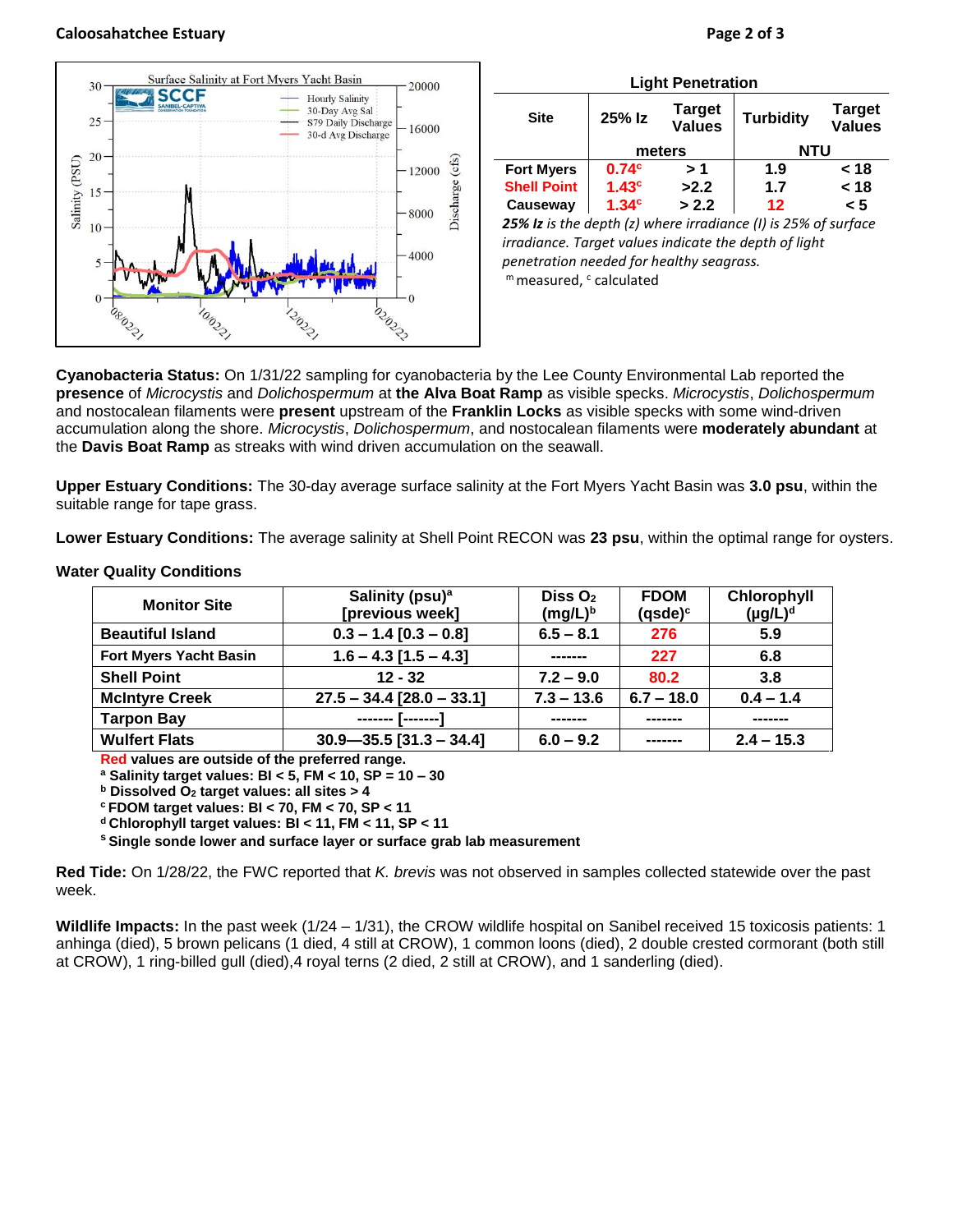## Light Penetration

| Site | 25% Iz | Target Values | Turbidity | Target Values |
|---|---|---|---|---|
| | meters | | NTU | |
| Fort Myers | 0.74[c] | > 1 | 1.9 | < 18 |
| Shell Point | 1.43[c] | >2.2 | 1.7 | < 18 |
| Causeway | 1.34[c] | > 2.2 | 12 | < 5 |

***25% Iz** is the depth (z) where irradiance (I) is 25% of surface irradiance. Target values indicate the depth of light penetration needed for healthy seagrass.*
[m] measured, [c] calculated

**Cyanobacteria Status:** On 1/31/22 sampling for cyanobacteria by the Lee County Environmental Lab reported the **presence** of *Microcystis* and *Dolichospermum* at **the Alva Boat Ramp** as visible specks. *Microcystis*, *Dolichospermum* and nostocalean filaments were **present** upstream of the **Franklin Locks** as visible specks with some wind-driven accumulation along the shore. *Microcystis*, *Dolichospermum*, and nostocalean filaments were **moderately abundant** at the **Davis Boat Ramp** as streaks with wind driven accumulation on the seawall.

**Upper Estuary Conditions:** The 30-day average surface salinity at the Fort Myers Yacht Basin was **3.0 psu**, within the suitable range for tape grass.

**Lower Estuary Conditions:** The average salinity at Shell Point RECON was **23 psu**, within the optimal range for oysters.

**Water Quality Conditions**

| Monitor Site | Salinity (psu)[a] [previous week] | Diss $O_2$ (mg/L)[b] | FDOM (qsde)[c] | Chlorophyll (µg/L)[d] |
|---|---|---|---|---|
| Beautiful Island | 0.3 – 1.4 [0.3 – 0.8] | 6.5 – 8.1 | 276 | 5.9 |
| Fort Myers Yacht Basin | 1.6 – 4.3 [1.5 – 4.3] | ------- | 227 | 6.8 |
| Shell Point | 12 - 32 | 7.2 – 9.0 | 80.2 | 3.8 |
| McIntyre Creek | 27.5 – 34.4 [28.0 – 33.1] | 7.3 – 13.6 | 6.7 – 18.0 | 0.4 – 1.4 |
| Tarpon Bay | ------- [-------] | ------- | ------- | ------- |
| Wulfert Flats | 30.9—35.5 [31.3 – 34.4] | 6.0 – 9.2 | ------- | 2.4 – 15.3 |

**Red values are outside of the preferred range.**
**[a] Salinity target values: BI < 5, FM < 10, SP = 10 – 30**
**[b] Dissolved $O_2$ target values: all sites > 4**
**[c] FDOM target values: BI < 70, FM < 70, SP < 11**
**[d] Chlorophyll target values: BI < 11, FM < 11, SP < 11**
**[s] Single sonde lower and surface layer or surface grab lab measurement**

**Red Tide:** On 1/28/22, the FWC reported that *K. brevis* was not observed in samples collected statewide over the past week.

**Wildlife Impacts:** In the past week (1/24 – 1/31), the CROW wildlife hospital on Sanibel received 15 toxicosis patients: 1 anhinga (died), 5 brown pelicans (1 died, 4 still at CROW), 1 common loons (died), 2 double crested cormorant (both still at CROW), 1 ring-billed gull (died),4 royal terns (2 died, 2 still at CROW), and 1 sanderling (died).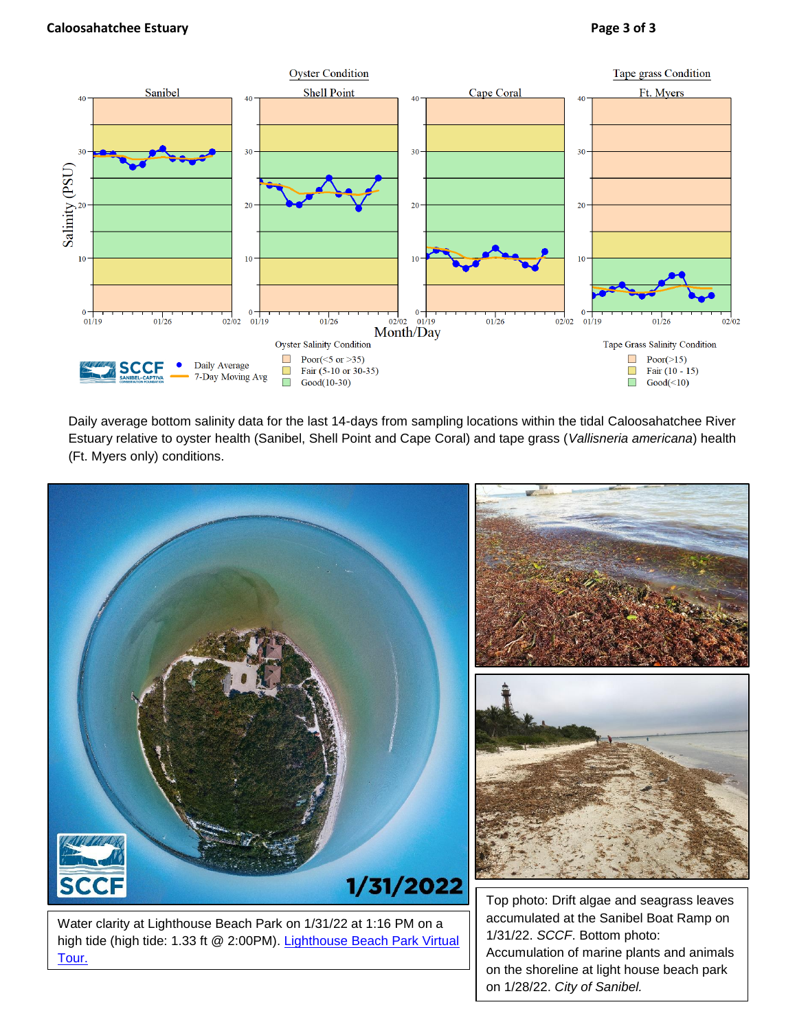Oyster Condition

Sanibel | Shell Point | Cape Coral

Tape grass Condition

Ft. Myers

Salinity (PSU)

Month/Day

Oyster Salinity Condition
- Poor(<5 or >35)
- Fair (5-10 or 30-35)
- Good(10-30)

Tape Grass Salinity Condition
- Poor(>15)
- Fair (10 - 15)
- Good(<10)

SCCF SANIBEL-CAPTIVA CONSERVATION FOUNDATION

- Daily Average
- 7-Day Moving Avg

Daily average bottom salinity data for the last 14-days from sampling locations within the tidal Caloosahatchee River Estuary relative to oyster health (Sanibel, Shell Point and Cape Coral) and tape grass (*Vallisneria americana*) health (Ft. Myers only) conditions.

SCCF 1/31/2022

Water clarity at Lighthouse Beach Park on 1/31/22 at 1:16 PM on a high tide (high tide: 1.33 ft @ 2:00PM). Lighthouse Beach Park Virtual Tour.

Top photo: Drift algae and seagrass leaves accumulated at the Sanibel Boat Ramp on 1/31/22. *SCCF*. Bottom photo: Accumulation of marine plants and animals on the shoreline at light house beach park on 1/28/22. *City of Sanibel.*